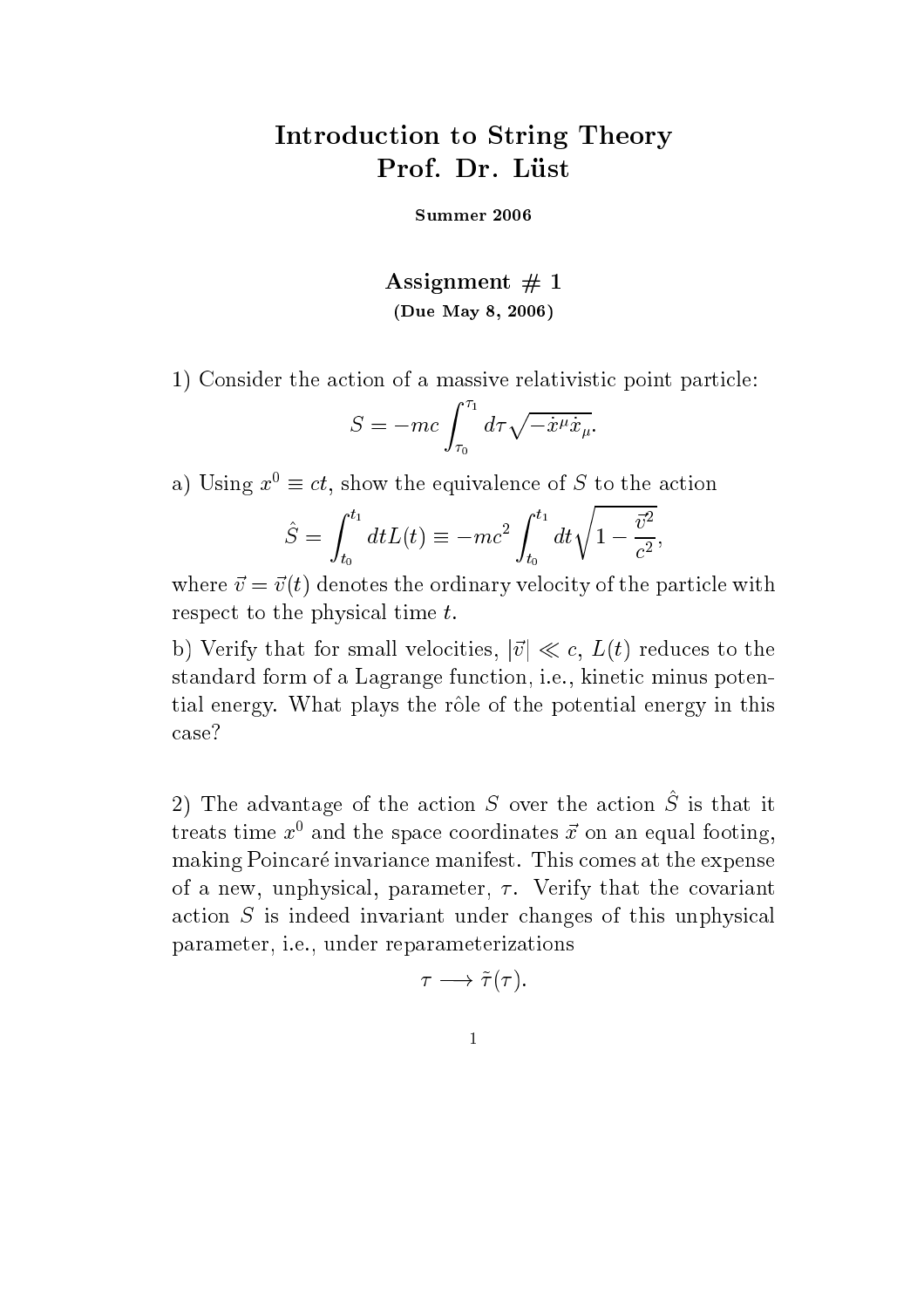# Introduction to String Theory
# Prof. Dr. Lüst

**Summer 2006**

## Assignment # 1

**(Due May 8, 2006)**

1) Consider the action of a massive relativistic point particle:

$$S = -mc \int_{\tau_0}^{\tau_1} d\tau \sqrt{-\dot{x}^\mu \dot{x}_\mu}.$$

a) Using $x^0 \equiv ct$, show the equivalence of $S$ to the action

$$\hat{S} = \int_{t_0}^{t_1} dt L(t) \equiv -mc^2 \int_{t_0}^{t_1} dt \sqrt{1 - \frac{\vec{v}^2}{c^2}},$$

where $\vec{v} = \vec{v}(t)$ denotes the ordinary velocity of the particle with respect to the physical time $t$.

b) Verify that for small velocities, $|\vec{v}| \ll c$, $L(t)$ reduces to the standard form of a Lagrange function, i.e., kinetic minus potential energy. What plays the rôle of the potential energy in this case?

2) The advantage of the action $S$ over the action $\hat{S}$ is that it treats time $x^0$ and the space coordinates $\vec{x}$ on an equal footing, making Poincaré invariance manifest. This comes at the expense of a new, unphysical, parameter, $\tau$. Verify that the covariant action $S$ is indeed invariant under changes of this unphysical parameter, i.e., under reparameterizations

$$\tau \longrightarrow \tilde{\tau}(\tau).$$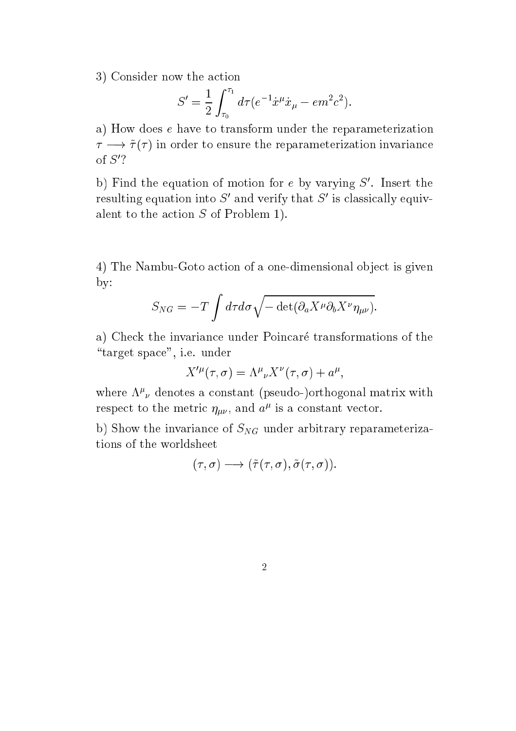3) Consider now the action

$$S' = \frac{1}{2}\int_{\tau_0}^{\tau_1} d\tau (e^{-1}\dot{x}^\mu \dot{x}_\mu - em^2c^2).$$

a) How does $e$ have to transform under the reparameterization $\tau \longrightarrow \tilde{\tau}(\tau)$ in order to ensure the reparameterization invariance of $S'$?

b) Find the equation of motion for $e$ by varying $S'$. Insert the resulting equation into $S'$ and verify that $S'$ is classically equivalent to the action $S$ of Problem 1).

4) The Nambu-Goto action of a one-dimensional object is given by:

$$S_{NG} = -T\int d\tau d\sigma \sqrt{-\det(\partial_a X^\mu \partial_b X^\nu \eta_{\mu\nu})}.$$

a) Check the invariance under Poincaré transformations of the "target space", i.e. under

$$X'^\mu(\tau,\sigma) = \Lambda^\mu{}_\nu X^\nu(\tau,\sigma) + a^\mu,$$

where $\Lambda^\mu{}_\nu$ denotes a constant (pseudo-)orthogonal matrix with respect to the metric $\eta_{\mu\nu}$, and $a^\mu$ is a constant vector.

b) Show the invariance of $S_{NG}$ under arbitrary reparameterizations of the worldsheet

$$(\tau,\sigma) \longrightarrow (\tilde{\tau}(\tau,\sigma), \tilde{\sigma}(\tau,\sigma)).$$